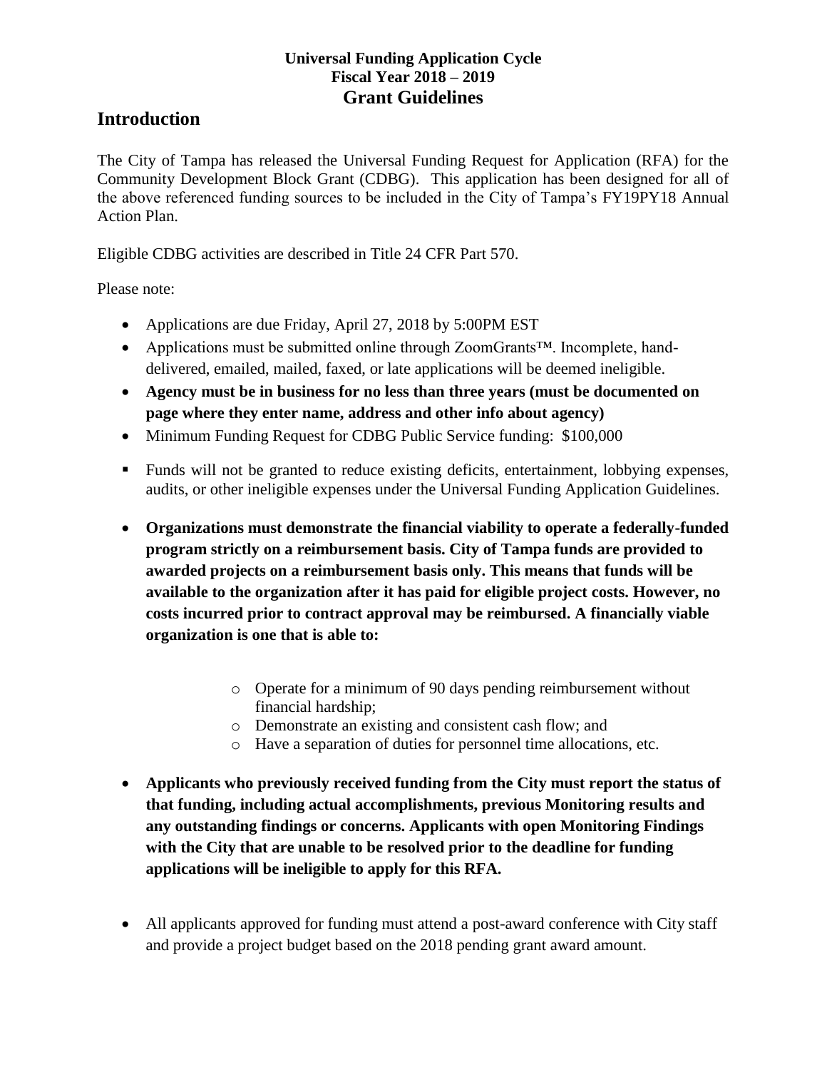**Universal Funding Application Cycle**
**Fiscal Year 2018 – 2019**
**Grant Guidelines**

## Introduction

The City of Tampa has released the Universal Funding Request for Application (RFA) for the Community Development Block Grant (CDBG). This application has been designed for all of the above referenced funding sources to be included in the City of Tampa's FY19PY18 Annual Action Plan.

Eligible CDBG activities are described in Title 24 CFR Part 570.

Please note:

- Applications are due Friday, April 27, 2018 by 5:00PM EST
- Applications must be submitted online through ZoomGrants™. Incomplete, hand-delivered, emailed, mailed, faxed, or late applications will be deemed ineligible.
- **Agency must be in business for no less than three years (must be documented on page where they enter name, address and other info about agency)**
- Minimum Funding Request for CDBG Public Service funding: $100,000
- Funds will not be granted to reduce existing deficits, entertainment, lobbying expenses, audits, or other ineligible expenses under the Universal Funding Application Guidelines.
- **Organizations must demonstrate the financial viability to operate a federally-funded program strictly on a reimbursement basis. City of Tampa funds are provided to awarded projects on a reimbursement basis only. This means that funds will be available to the organization after it has paid for eligible project costs. However, no costs incurred prior to contract approval may be reimbursed. A financially viable organization is one that is able to:**
    - Operate for a minimum of 90 days pending reimbursement without financial hardship;
    - Demonstrate an existing and consistent cash flow; and
    - Have a separation of duties for personnel time allocations, etc.
- **Applicants who previously received funding from the City must report the status of that funding, including actual accomplishments, previous Monitoring results and any outstanding findings or concerns. Applicants with open Monitoring Findings with the City that are unable to be resolved prior to the deadline for funding applications will be ineligible to apply for this RFA.**
- All applicants approved for funding must attend a post-award conference with City staff and provide a project budget based on the 2018 pending grant award amount.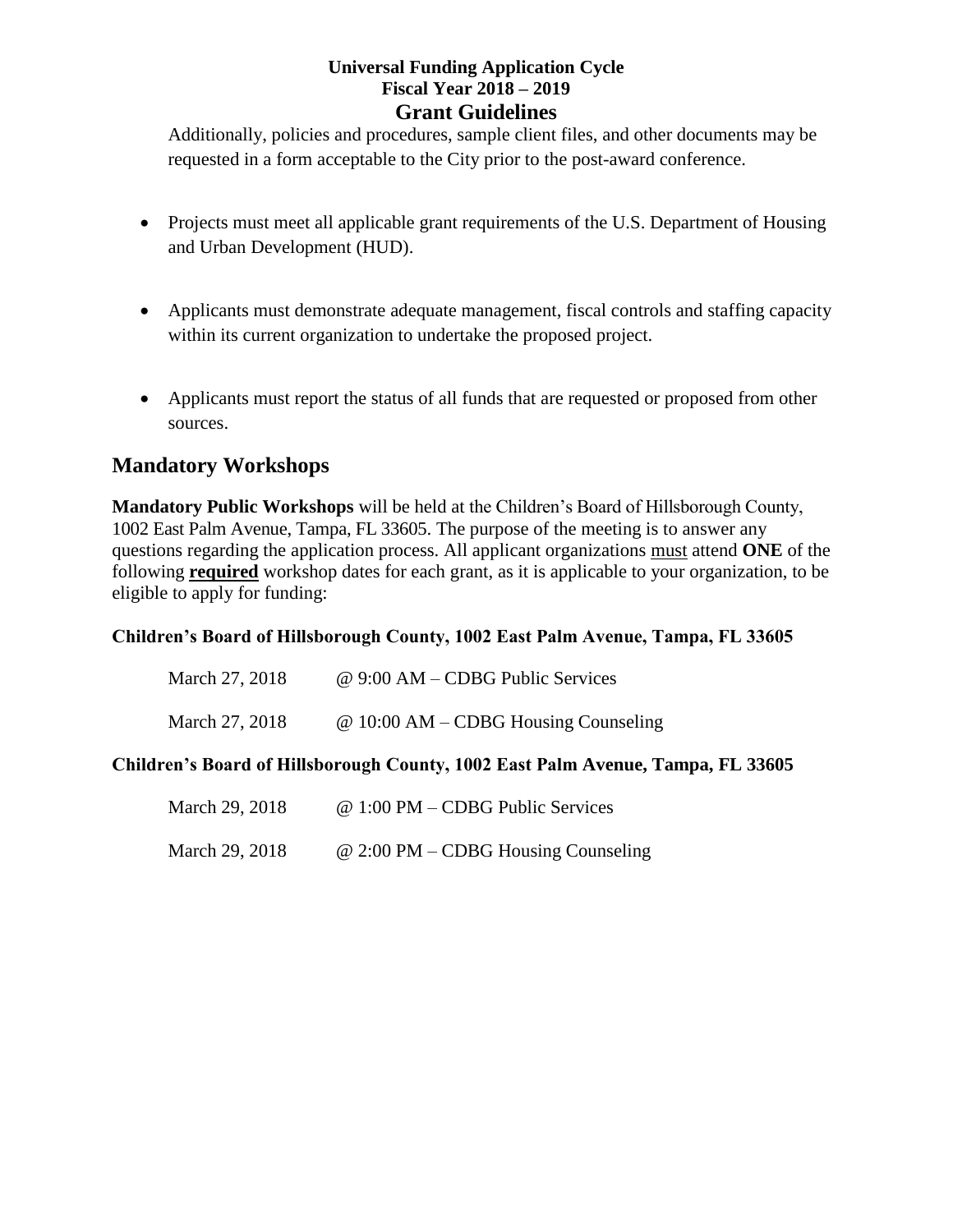Additionally, policies and procedures, sample client files, and other documents may be requested in a form acceptable to the City prior to the post-award conference.

- Projects must meet all applicable grant requirements of the U.S. Department of Housing and Urban Development (HUD).

- Applicants must demonstrate adequate management, fiscal controls and staffing capacity within its current organization to undertake the proposed project.

- Applicants must report the status of all funds that are requested or proposed from other sources.

## Mandatory Workshops

**Mandatory Public Workshops** will be held at the Children's Board of Hillsborough County, 1002 East Palm Avenue, Tampa, FL 33605. The purpose of the meeting is to answer any questions regarding the application process. All applicant organizations must attend **ONE** of the following **required** workshop dates for each grant, as it is applicable to your organization, to be eligible to apply for funding:

**Children's Board of Hillsborough County, 1002 East Palm Avenue, Tampa, FL 33605**

March 27, 2018 @ 9:00 AM – CDBG Public Services

March 27, 2018 @ 10:00 AM – CDBG Housing Counseling

**Children's Board of Hillsborough County, 1002 East Palm Avenue, Tampa, FL 33605**

March 29, 2018 @ 1:00 PM – CDBG Public Services

March 29, 2018 @ 2:00 PM – CDBG Housing Counseling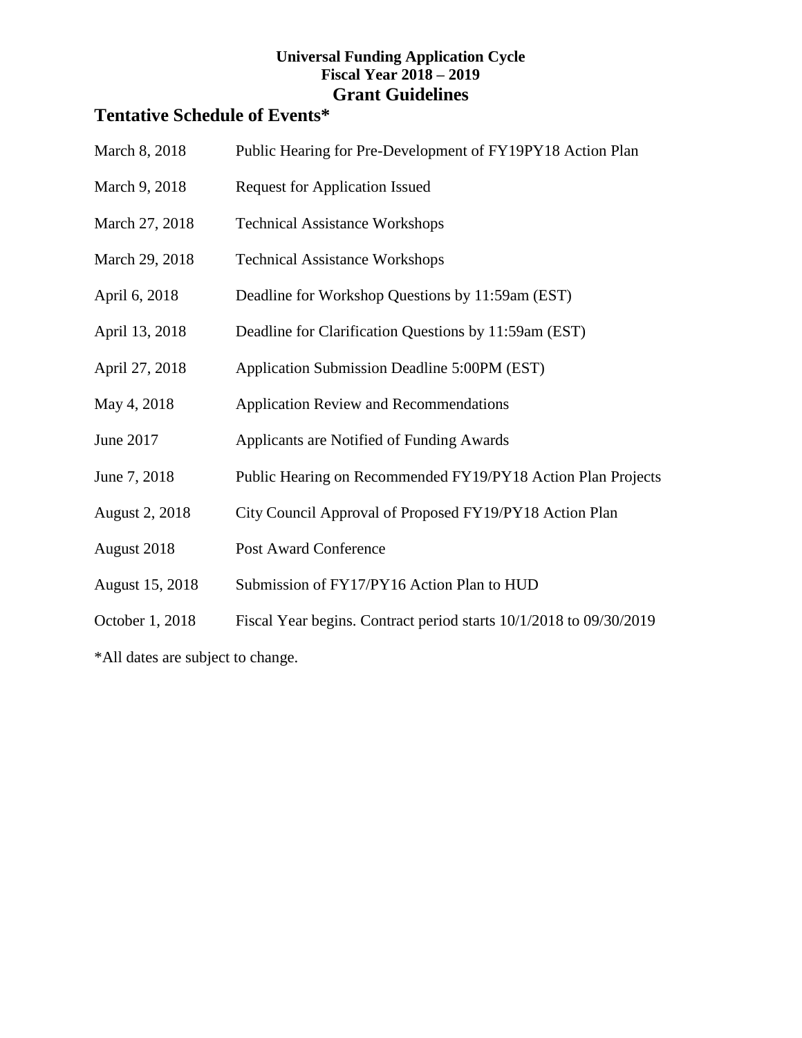**Universal Funding Application Cycle**
**Fiscal Year 2018 – 2019**
**Grant Guidelines**

## Tentative Schedule of Events*

| | |
|---|---|
| March 8, 2018 | Public Hearing for Pre-Development of FY19PY18 Action Plan |
| March 9, 2018 | Request for Application Issued |
| March 27, 2018 | Technical Assistance Workshops |
| March 29, 2018 | Technical Assistance Workshops |
| April 6, 2018 | Deadline for Workshop Questions by 11:59am (EST) |
| April 13, 2018 | Deadline for Clarification Questions by 11:59am (EST) |
| April 27, 2018 | Application Submission Deadline 5:00PM (EST) |
| May 4, 2018 | Application Review and Recommendations |
| June 2017 | Applicants are Notified of Funding Awards |
| June 7, 2018 | Public Hearing on Recommended FY19/PY18 Action Plan Projects |
| August 2, 2018 | City Council Approval of Proposed FY19/PY18 Action Plan |
| August 2018 | Post Award Conference |
| August 15, 2018 | Submission of FY17/PY16 Action Plan to HUD |
| October 1, 2018 | Fiscal Year begins. Contract period starts 10/1/2018 to 09/30/2019 |

*All dates are subject to change.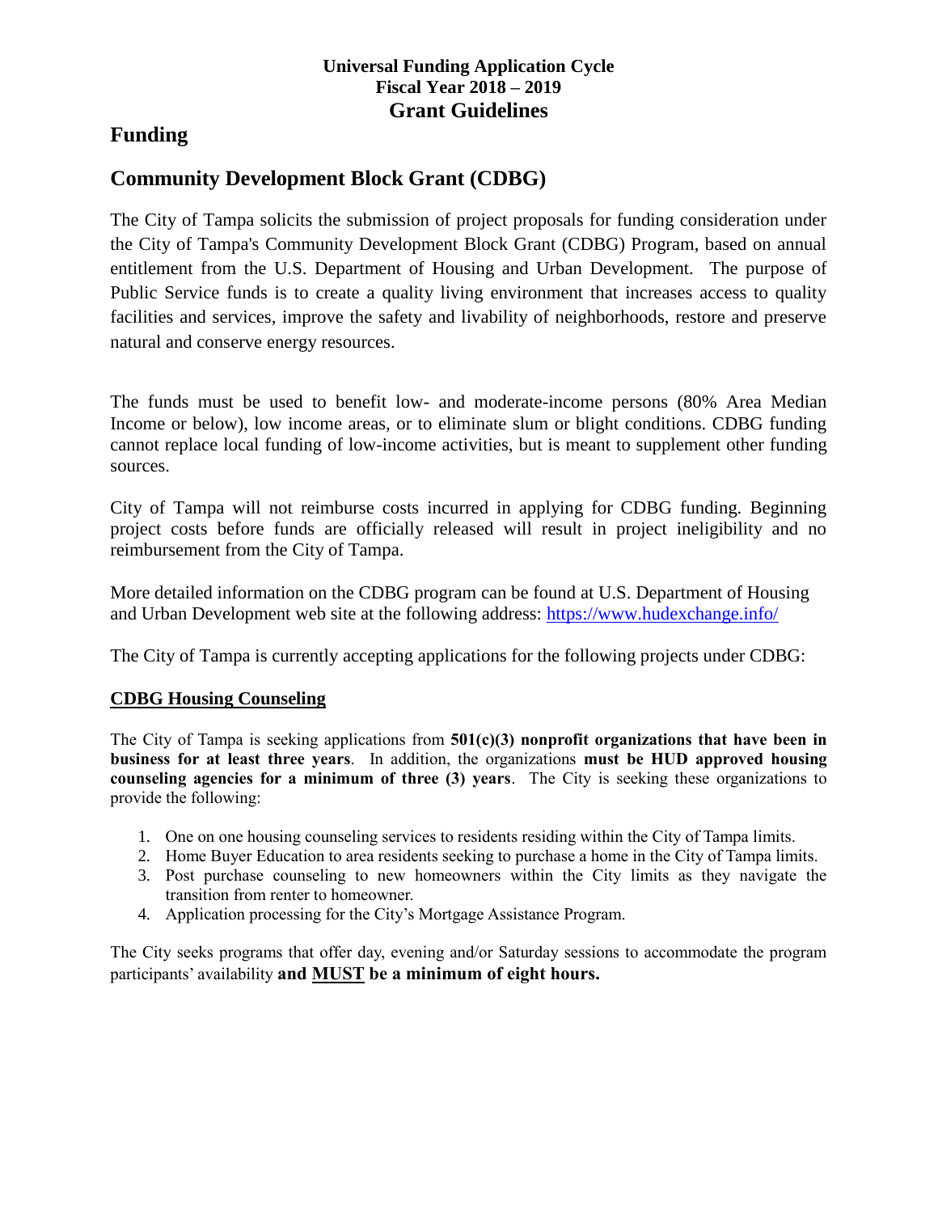**Universal Funding Application Cycle**
**Fiscal Year 2018 – 2019**
**Grant Guidelines**

# Funding

## Community Development Block Grant (CDBG)

The City of Tampa solicits the submission of project proposals for funding consideration under the City of Tampa's Community Development Block Grant (CDBG) Program, based on annual entitlement from the U.S. Department of Housing and Urban Development. The purpose of Public Service funds is to create a quality living environment that increases access to quality facilities and services, improve the safety and livability of neighborhoods, restore and preserve natural and conserve energy resources.

The funds must be used to benefit low- and moderate-income persons (80% Area Median Income or below), low income areas, or to eliminate slum or blight conditions. CDBG funding cannot replace local funding of low-income activities, but is meant to supplement other funding sources.

City of Tampa will not reimburse costs incurred in applying for CDBG funding. Beginning project costs before funds are officially released will result in project ineligibility and no reimbursement from the City of Tampa.

More detailed information on the CDBG program can be found at U.S. Department of Housing and Urban Development web site at the following address: https://www.hudexchange.info/

The City of Tampa is currently accepting applications for the following projects under CDBG:

**CDBG Housing Counseling**

The City of Tampa is seeking applications from **501(c)(3) nonprofit organizations that have been in business for at least three years**. In addition, the organizations **must be HUD approved housing counseling agencies for a minimum of three (3) years**. The City is seeking these organizations to provide the following:

1. One on one housing counseling services to residents residing within the City of Tampa limits.
2. Home Buyer Education to area residents seeking to purchase a home in the City of Tampa limits.
3. Post purchase counseling to new homeowners within the City limits as they navigate the transition from renter to homeowner.
4. Application processing for the City's Mortgage Assistance Program.

The City seeks programs that offer day, evening and/or Saturday sessions to accommodate the program participants' availability **and MUST be a minimum of eight hours.**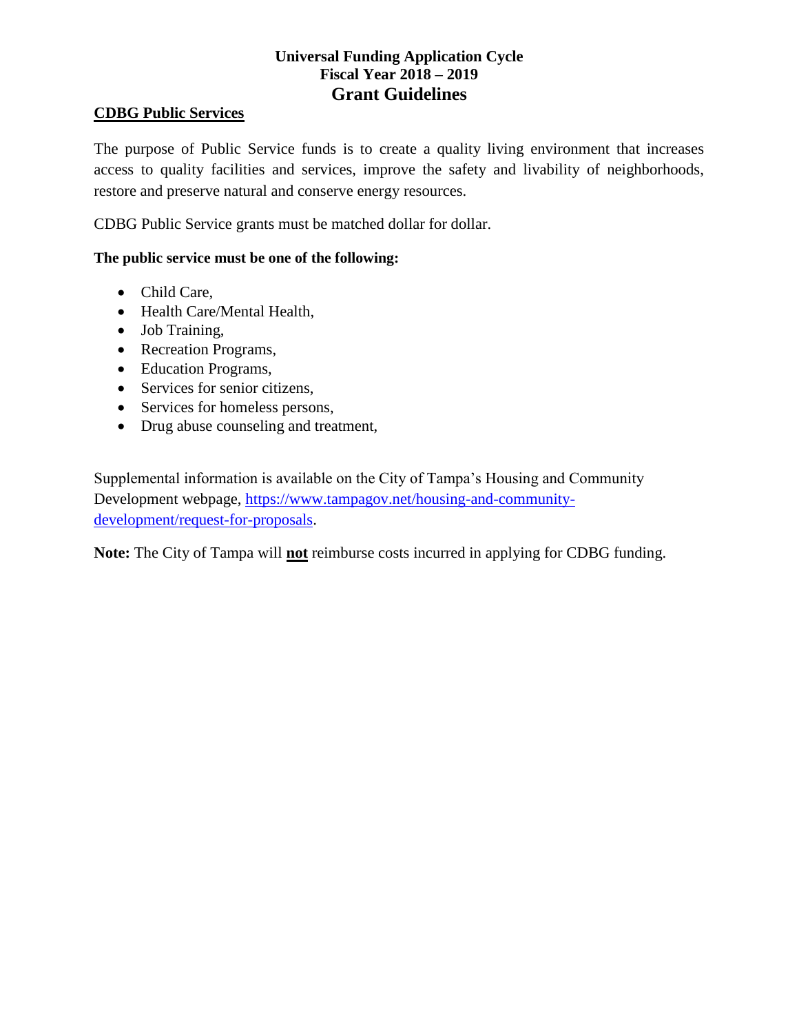# Universal Funding Application Cycle
# Fiscal Year 2018 – 2019
# Grant Guidelines

## CDBG Public Services

The purpose of Public Service funds is to create a quality living environment that increases access to quality facilities and services, improve the safety and livability of neighborhoods, restore and preserve natural and conserve energy resources.

CDBG Public Service grants must be matched dollar for dollar.

**The public service must be one of the following:**

- Child Care,
- Health Care/Mental Health,
- Job Training,
- Recreation Programs,
- Education Programs,
- Services for senior citizens,
- Services for homeless persons,
- Drug abuse counseling and treatment,

Supplemental information is available on the City of Tampa's Housing and Community Development webpage, [https://www.tampagov.net/housing-and-community-development/request-for-proposals](https://www.tampagov.net/housing-and-community-development/request-for-proposals).

**Note:** The City of Tampa will **not** reimburse costs incurred in applying for CDBG funding.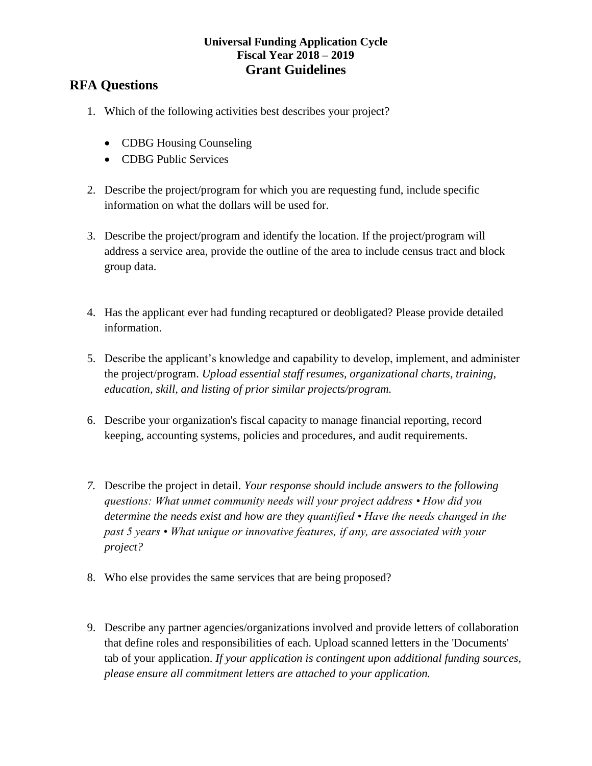**Universal Funding Application Cycle**
**Fiscal Year 2018 – 2019**
**Grant Guidelines**

## RFA Questions

1. Which of the following activities best describes your project?

    - CDBG Housing Counseling
    - CDBG Public Services

2. Describe the project/program for which you are requesting fund, include specific information on what the dollars will be used for.

3. Describe the project/program and identify the location. If the project/program will address a service area, provide the outline of the area to include census tract and block group data.

4. Has the applicant ever had funding recaptured or deobligated? Please provide detailed information.

5. Describe the applicant's knowledge and capability to develop, implement, and administer the project/program. *Upload essential staff resumes, organizational charts, training, education, skill, and listing of prior similar projects/program.*

6. Describe your organization's fiscal capacity to manage financial reporting, record keeping, accounting systems, policies and procedures, and audit requirements.

7. Describe the project in detail. *Your response should include answers to the following questions: What unmet community needs will your project address • How did you determine the needs exist and how are they quantified • Have the needs changed in the past 5 years • What unique or innovative features, if any, are associated with your project?*

8. Who else provides the same services that are being proposed?

9. Describe any partner agencies/organizations involved and provide letters of collaboration that define roles and responsibilities of each. Upload scanned letters in the 'Documents' tab of your application. *If your application is contingent upon additional funding sources, please ensure all commitment letters are attached to your application.*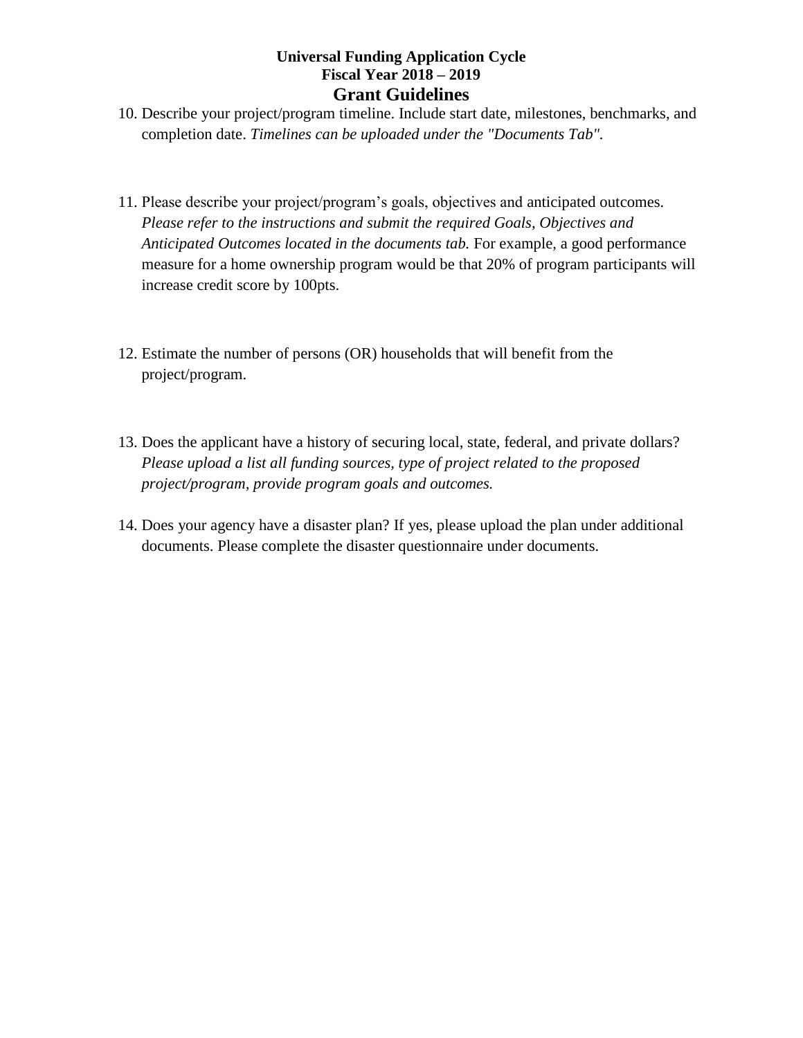**Universal Funding Application Cycle**
**Fiscal Year 2018 – 2019**

## Grant Guidelines

10. Describe your project/program timeline. Include start date, milestones, benchmarks, and completion date. *Timelines can be uploaded under the "Documents Tab".*

11. Please describe your project/program's goals, objectives and anticipated outcomes. *Please refer to the instructions and submit the required Goals, Objectives and Anticipated Outcomes located in the documents tab.* For example, a good performance measure for a home ownership program would be that 20% of program participants will increase credit score by 100pts.

12. Estimate the number of persons (OR) households that will benefit from the project/program.

13. Does the applicant have a history of securing local, state, federal, and private dollars? *Please upload a list all funding sources, type of project related to the proposed project/program, provide program goals and outcomes.*

14. Does your agency have a disaster plan? If yes, please upload the plan under additional documents. Please complete the disaster questionnaire under documents.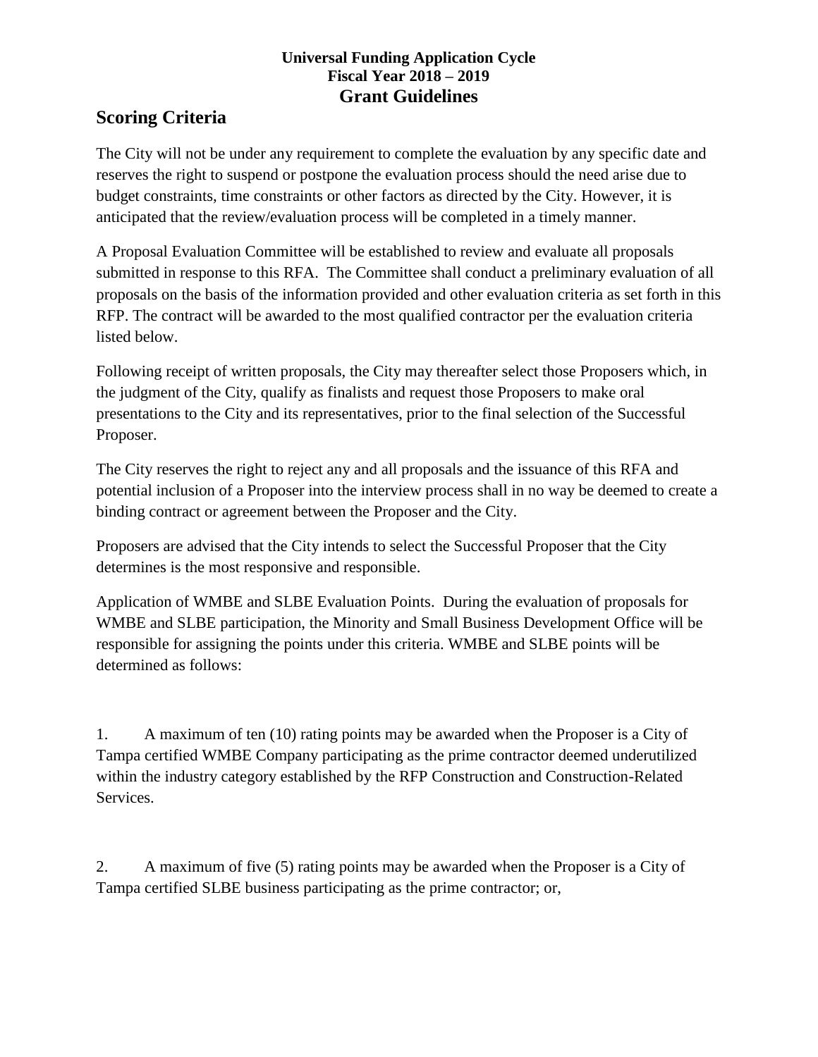**Universal Funding Application Cycle**
**Fiscal Year 2018 – 2019**

# Grant Guidelines

## Scoring Criteria

The City will not be under any requirement to complete the evaluation by any specific date and reserves the right to suspend or postpone the evaluation process should the need arise due to budget constraints, time constraints or other factors as directed by the City. However, it is anticipated that the review/evaluation process will be completed in a timely manner.

A Proposal Evaluation Committee will be established to review and evaluate all proposals submitted in response to this RFA. The Committee shall conduct a preliminary evaluation of all proposals on the basis of the information provided and other evaluation criteria as set forth in this RFP. The contract will be awarded to the most qualified contractor per the evaluation criteria listed below.

Following receipt of written proposals, the City may thereafter select those Proposers which, in the judgment of the City, qualify as finalists and request those Proposers to make oral presentations to the City and its representatives, prior to the final selection of the Successful Proposer.

The City reserves the right to reject any and all proposals and the issuance of this RFA and potential inclusion of a Proposer into the interview process shall in no way be deemed to create a binding contract or agreement between the Proposer and the City.

Proposers are advised that the City intends to select the Successful Proposer that the City determines is the most responsive and responsible.

Application of WMBE and SLBE Evaluation Points. During the evaluation of proposals for WMBE and SLBE participation, the Minority and Small Business Development Office will be responsible for assigning the points under this criteria. WMBE and SLBE points will be determined as follows:

1. A maximum of ten (10) rating points may be awarded when the Proposer is a City of Tampa certified WMBE Company participating as the prime contractor deemed underutilized within the industry category established by the RFP Construction and Construction-Related Services.

2. A maximum of five (5) rating points may be awarded when the Proposer is a City of Tampa certified SLBE business participating as the prime contractor; or,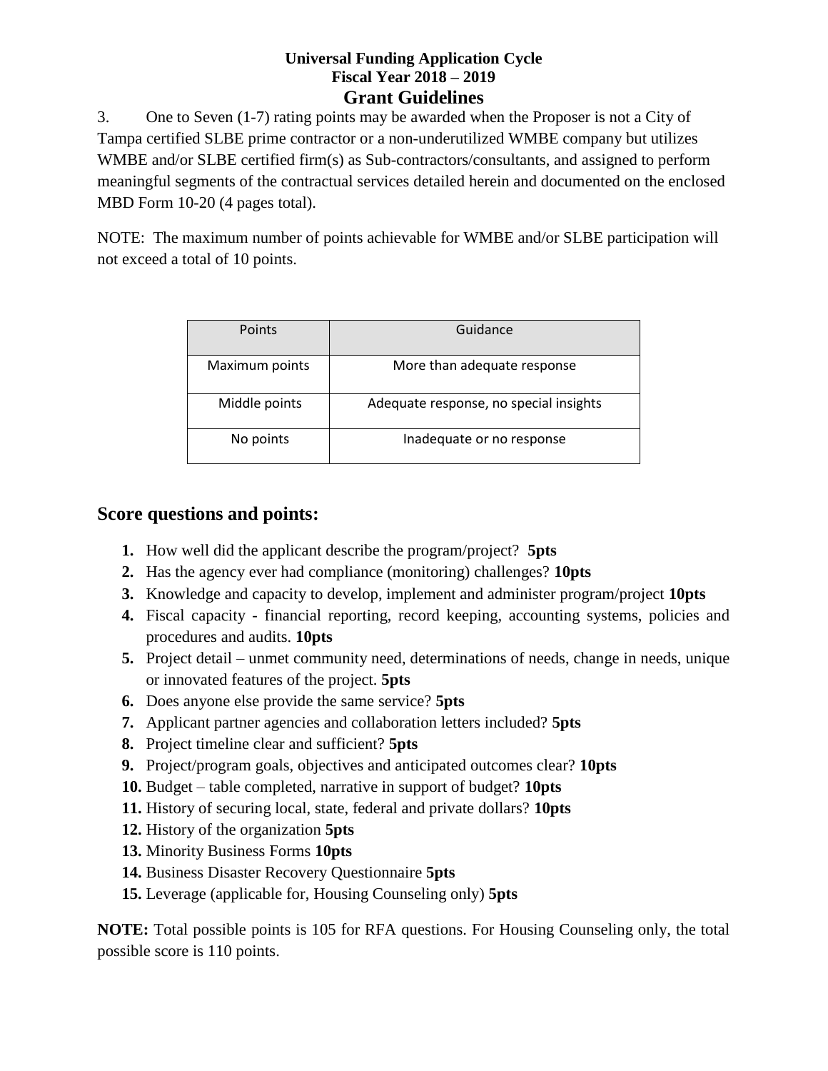**Universal Funding Application Cycle**
**Fiscal Year 2018 – 2019**
# Grant Guidelines

3. One to Seven (1-7) rating points may be awarded when the Proposer is not a City of Tampa certified SLBE prime contractor or a non-underutilized WMBE company but utilizes WMBE and/or SLBE certified firm(s) as Sub-contractors/consultants, and assigned to perform meaningful segments of the contractual services detailed herein and documented on the enclosed MBD Form 10-20 (4 pages total).

NOTE: The maximum number of points achievable for WMBE and/or SLBE participation will not exceed a total of 10 points.

| Points | Guidance |
|---|---|
| Maximum points | More than adequate response |
| Middle points | Adequate response, no special insights |
| No points | Inadequate or no response |

## Score questions and points:

1. How well did the applicant describe the program/project? **5pts**
2. Has the agency ever had compliance (monitoring) challenges? **10pts**
3. Knowledge and capacity to develop, implement and administer program/project **10pts**
4. Fiscal capacity - financial reporting, record keeping, accounting systems, policies and procedures and audits. **10pts**
5. Project detail – unmet community need, determinations of needs, change in needs, unique or innovated features of the project. **5pts**
6. Does anyone else provide the same service? **5pts**
7. Applicant partner agencies and collaboration letters included? **5pts**
8. Project timeline clear and sufficient? **5pts**
9. Project/program goals, objectives and anticipated outcomes clear? **10pts**
10. Budget – table completed, narrative in support of budget? **10pts**
11. History of securing local, state, federal and private dollars? **10pts**
12. History of the organization **5pts**
13. Minority Business Forms **10pts**
14. Business Disaster Recovery Questionnaire **5pts**
15. Leverage (applicable for, Housing Counseling only) **5pts**

**NOTE:** Total possible points is 105 for RFA questions. For Housing Counseling only, the total possible score is 110 points.